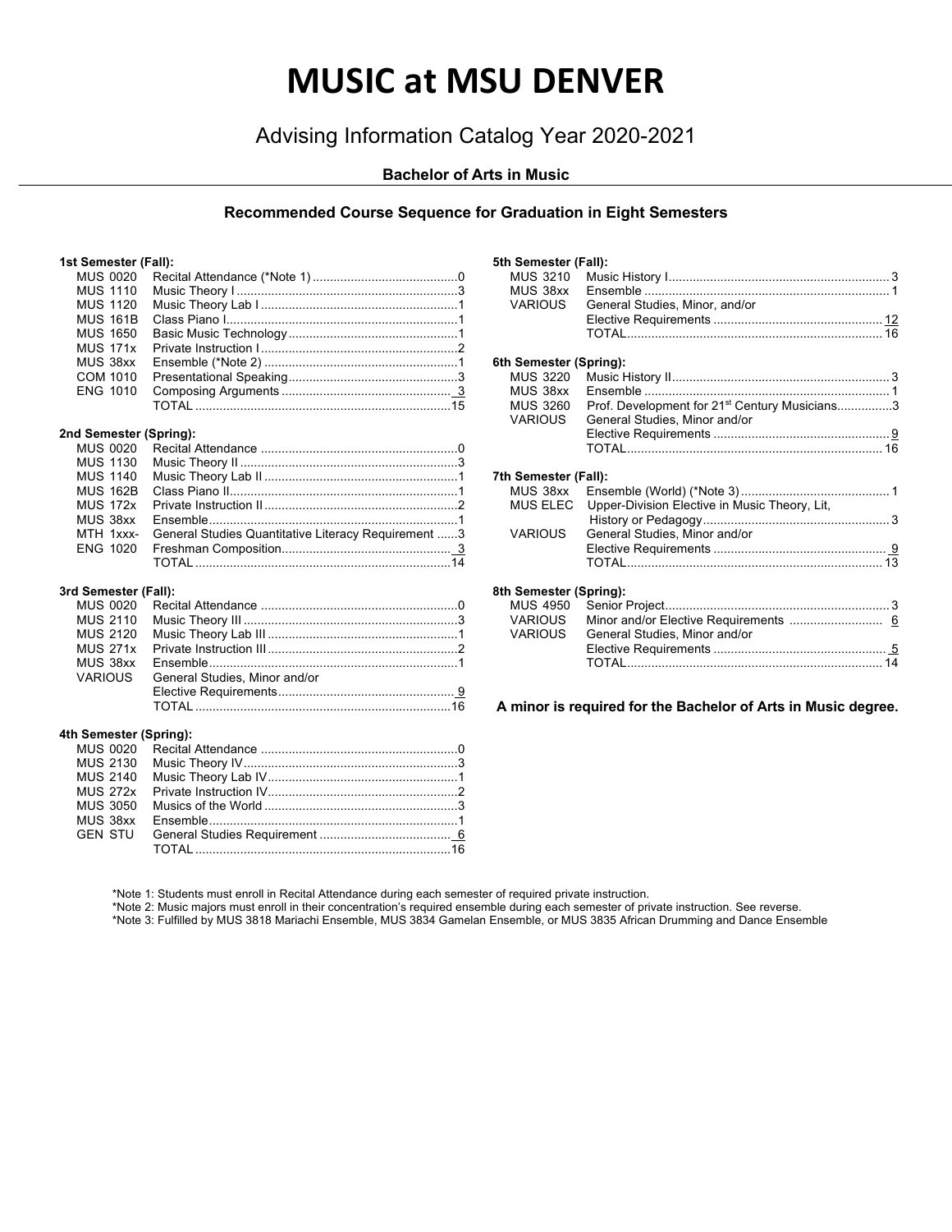# MUSIC at MSU DENVER

## Advising Information Catalog Year 2020-2021

### Bachelor of Arts in Music

### Recommended Course Sequence for Graduation in Eight Semesters

**1st Semester (Fall):**

| Course | Title | Credits |
|---|---|---|
| MUS 0020 | Recital Attendance (*Note 1) | 0 |
| MUS 1110 | Music Theory I | 3 |
| MUS 1120 | Music Theory Lab I | 1 |
| MUS 161B | Class Piano I | 1 |
| MUS 1650 | Basic Music Technology | 1 |
| MUS 171x | Private Instruction I | 2 |
| MUS 38xx | Ensemble (*Note 2) | 1 |
| COM 1010 | Presentational Speaking | 3 |
| ENG 1010 | Composing Arguments | 3 |
| | TOTAL | 15 |

**2nd Semester (Spring):**

| Course | Title | Credits |
|---|---|---|
| MUS 0020 | Recital Attendance | 0 |
| MUS 1130 | Music Theory II | 3 |
| MUS 1140 | Music Theory Lab II | 1 |
| MUS 162B | Class Piano II | 1 |
| MUS 172x | Private Instruction II | 2 |
| MUS 38xx | Ensemble | 1 |
| MTH 1xxx- | General Studies Quantitative Literacy Requirement | 3 |
| ENG 1020 | Freshman Composition | 3 |
| | TOTAL | 14 |

**3rd Semester (Fall):**

| Course | Title | Credits |
|---|---|---|
| MUS 0020 | Recital Attendance | 0 |
| MUS 2110 | Music Theory III | 3 |
| MUS 2120 | Music Theory Lab III | 1 |
| MUS 271x | Private Instruction III | 2 |
| MUS 38xx | Ensemble | 1 |
| VARIOUS | General Studies, Minor and/or Elective Requirements | 9 |
| | TOTAL | 16 |

**4th Semester (Spring):**

| Course | Title | Credits |
|---|---|---|
| MUS 0020 | Recital Attendance | 0 |
| MUS 2130 | Music Theory IV | 3 |
| MUS 2140 | Music Theory Lab IV | 1 |
| MUS 272x | Private Instruction IV | 2 |
| MUS 3050 | Musics of the World | 3 |
| MUS 38xx | Ensemble | 1 |
| GEN STU | General Studies Requirement | 6 |
| | TOTAL | 16 |

**5th Semester (Fall):**

| Course | Title | Credits |
|---|---|---|
| MUS 3210 | Music History I | 3 |
| MUS 38xx | Ensemble | 1 |
| VARIOUS | General Studies, Minor, and/or Elective Requirements | 12 |
| | TOTAL | 16 |

**6th Semester (Spring):**

| Course | Title | Credits |
|---|---|---|
| MUS 3220 | Music History II | 3 |
| MUS 38xx | Ensemble | 1 |
| MUS 3260 | Prof. Development for 21st Century Musicians | 3 |
| VARIOUS | General Studies, Minor and/or Elective Requirements | 9 |
| | TOTAL | 16 |

**7th Semester (Fall):**

| Course | Title | Credits |
|---|---|---|
| MUS 38xx | Ensemble (World) (*Note 3) | 1 |
| MUS ELEC | Upper-Division Elective in Music Theory, Lit, History or Pedagogy | 3 |
| VARIOUS | General Studies, Minor and/or Elective Requirements | 9 |
| | TOTAL | 13 |

**8th Semester (Spring):**

| Course | Title | Credits |
|---|---|---|
| MUS 4950 | Senior Project | 3 |
| VARIOUS | Minor and/or Elective Requirements | 6 |
| VARIOUS | General Studies, Minor and/or Elective Requirements | 5 |
| | TOTAL | 14 |

**A minor is required for the Bachelor of Arts in Music degree.**

*Note 1: Students must enroll in Recital Attendance during each semester of required private instruction.
*Note 2: Music majors must enroll in their concentration's required ensemble during each semester of private instruction. See reverse.
*Note 3: Fulfilled by MUS 3818 Mariachi Ensemble, MUS 3834 Gamelan Ensemble, or MUS 3835 African Drumming and Dance Ensemble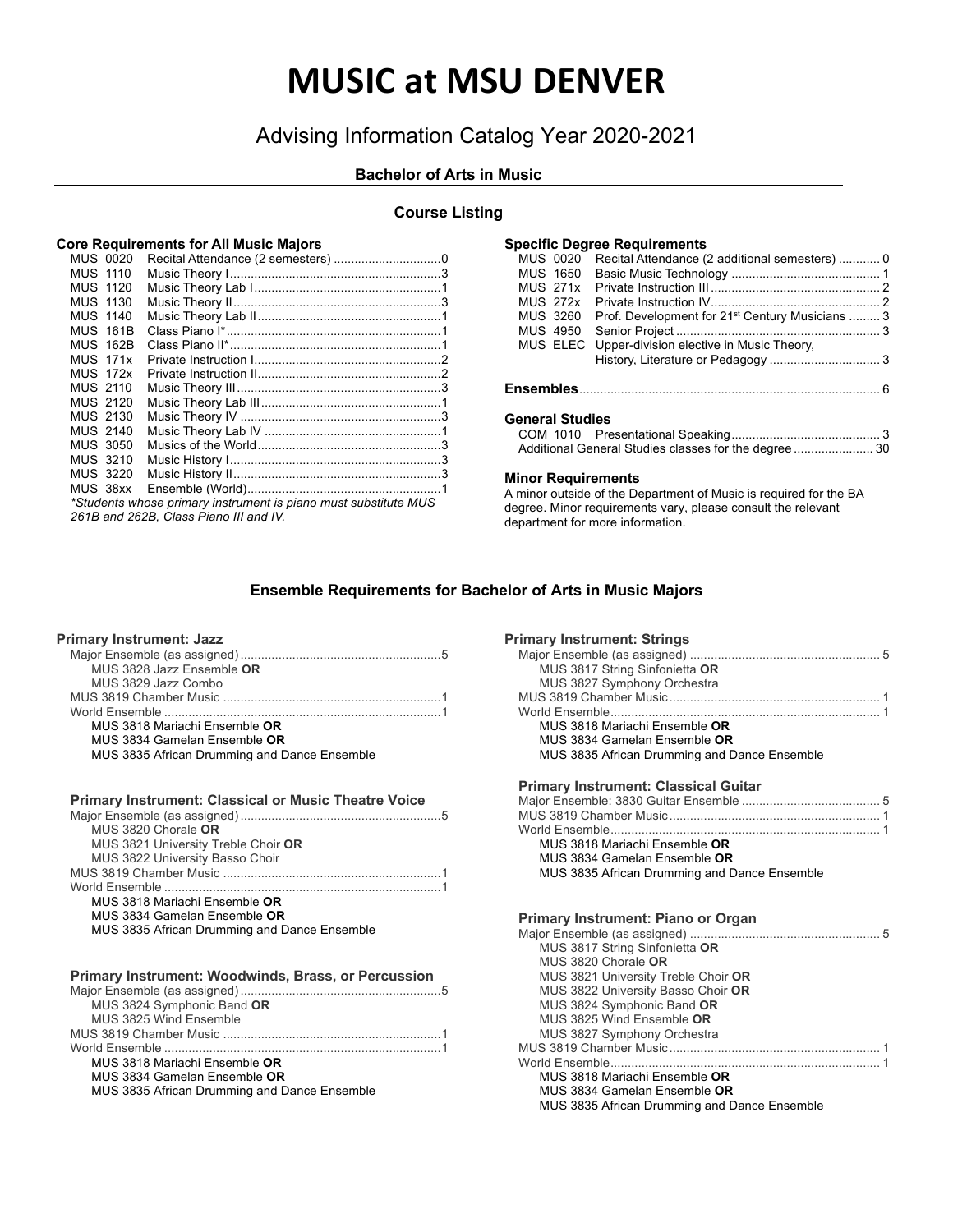# MUSIC at MSU DENVER

## Advising Information Catalog Year 2020-2021

### Bachelor of Arts in Music

### Course Listing

**Core Requirements for All Music Majors**

| | | |
|---|---|---|
| MUS 0020 | Recital Attendance (2 semesters) | 0 |
| MUS 1110 | Music Theory I | 3 |
| MUS 1120 | Music Theory Lab I | 1 |
| MUS 1130 | Music Theory II | 3 |
| MUS 1140 | Music Theory Lab II | 1 |
| MUS 161B | Class Piano I* | 1 |
| MUS 162B | Class Piano II* | 1 |
| MUS 171x | Private Instruction I | 2 |
| MUS 172x | Private Instruction II | 2 |
| MUS 2110 | Music Theory III | 3 |
| MUS 2120 | Music Theory Lab III | 1 |
| MUS 2130 | Music Theory IV | 3 |
| MUS 2140 | Music Theory Lab IV | 1 |
| MUS 3050 | Musics of the World | 3 |
| MUS 3210 | Music History I | 3 |
| MUS 3220 | Music History II | 3 |
| MUS 38xx | Ensemble (World) | 1 |

*\*Students whose primary instrument is piano must substitute MUS 261B and 262B, Class Piano III and IV.*

**Specific Degree Requirements**

| | | |
|---|---|---|
| MUS 0020 | Recital Attendance (2 additional semesters) | 0 |
| MUS 1650 | Basic Music Technology | 1 |
| MUS 271x | Private Instruction III | 2 |
| MUS 272x | Private Instruction IV | 2 |
| MUS 3260 | Prof. Development for 21st Century Musicians | 3 |
| MUS 4950 | Senior Project | 3 |
| MUS ELEC | Upper-division elective in Music Theory, History, Literature or Pedagogy | 3 |

**Ensembles** .......... 6

**General Studies**

| | | |
|---|---|---|
| COM 1010 | Presentational Speaking | 3 |
| | Additional General Studies classes for the degree | 30 |

**Minor Requirements**

A minor outside of the Department of Music is required for the BA degree. Minor requirements vary, please consult the relevant department for more information.

### Ensemble Requirements for Bachelor of Arts in Music Majors

**Primary Instrument: Jazz**

Major Ensemble (as assigned) .......... 5
- MUS 3828 Jazz Ensemble **OR**
- MUS 3829 Jazz Combo

MUS 3819 Chamber Music .......... 1

World Ensemble .......... 1
- MUS 3818 Mariachi Ensemble **OR**
- MUS 3834 Gamelan Ensemble **OR**
- MUS 3835 African Drumming and Dance Ensemble

**Primary Instrument: Classical or Music Theatre Voice**

Major Ensemble (as assigned) .......... 5
- MUS 3820 Chorale **OR**
- MUS 3821 University Treble Choir **OR**
- MUS 3822 University Basso Choir

MUS 3819 Chamber Music .......... 1

World Ensemble .......... 1
- MUS 3818 Mariachi Ensemble **OR**
- MUS 3834 Gamelan Ensemble **OR**
- MUS 3835 African Drumming and Dance Ensemble

**Primary Instrument: Woodwinds, Brass, or Percussion**

Major Ensemble (as assigned) .......... 5
- MUS 3824 Symphonic Band **OR**
- MUS 3825 Wind Ensemble

MUS 3819 Chamber Music .......... 1

World Ensemble .......... 1
- MUS 3818 Mariachi Ensemble **OR**
- MUS 3834 Gamelan Ensemble **OR**
- MUS 3835 African Drumming and Dance Ensemble

**Primary Instrument: Strings**

Major Ensemble (as assigned) .......... 5
- MUS 3817 String Sinfonietta **OR**
- MUS 3827 Symphony Orchestra

MUS 3819 Chamber Music .......... 1

World Ensemble .......... 1
- MUS 3818 Mariachi Ensemble **OR**
- MUS 3834 Gamelan Ensemble **OR**
- MUS 3835 African Drumming and Dance Ensemble

**Primary Instrument: Classical Guitar**

Major Ensemble: 3830 Guitar Ensemble .......... 5

MUS 3819 Chamber Music .......... 1

World Ensemble .......... 1
- MUS 3818 Mariachi Ensemble **OR**
- MUS 3834 Gamelan Ensemble **OR**
- MUS 3835 African Drumming and Dance Ensemble

**Primary Instrument: Piano or Organ**

Major Ensemble (as assigned) .......... 5
- MUS 3817 String Sinfonietta **OR**
- MUS 3820 Chorale **OR**
- MUS 3821 University Treble Choir **OR**
- MUS 3822 University Basso Choir **OR**
- MUS 3824 Symphonic Band **OR**
- MUS 3825 Wind Ensemble **OR**
- MUS 3827 Symphony Orchestra

MUS 3819 Chamber Music .......... 1

World Ensemble .......... 1
- MUS 3818 Mariachi Ensemble **OR**
- MUS 3834 Gamelan Ensemble **OR**
- MUS 3835 African Drumming and Dance Ensemble